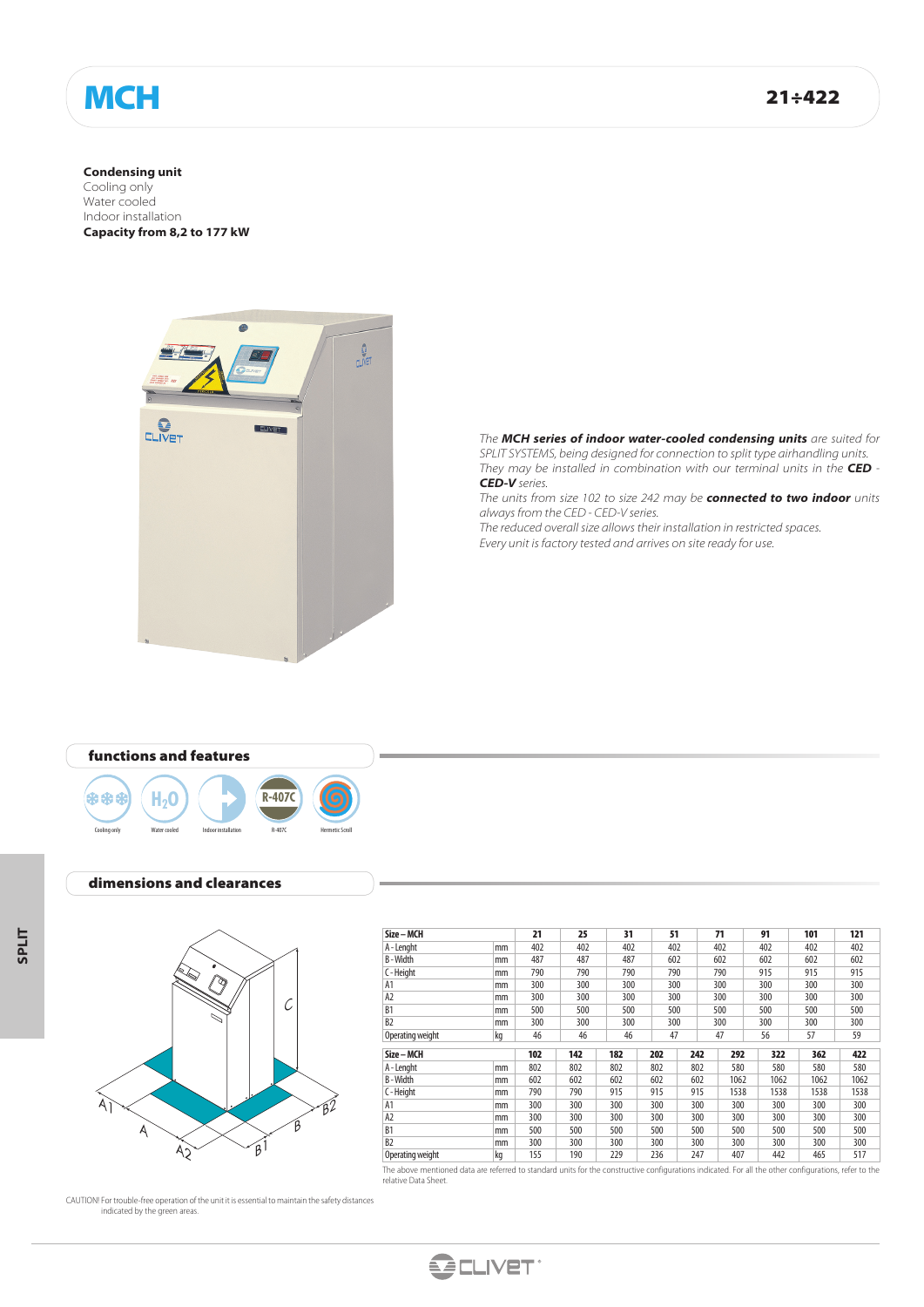# MCH

**21÷422**

**Condensing unit**
Cooling only
Water cooled
Indoor installation
**Capacity from 8,2 to 177 kW**

*The **MCH series of indoor water-cooled condensing units** are suited for SPLIT SYSTEMS, being designed for connection to split type airhandling units. They may be installed in combination with our terminal units in the **CED - CED-V** series.*
*The units from size 102 to size 242 may be **connected to two indoor** units always from the CED - CED-V series.*
*The reduced overall size allows their installation in restricted spaces.*
*Every unit is factory tested and arrives on site ready for use.*

## functions and features

Cooling only · Water cooled · Indoor installation · R-407C · Hermetic Scroll

## dimensions and clearances

| Size – MCH | | 21 | 25 | 31 | 51 | 71 | 91 | 101 | 121 |
|---|---|---|---|---|---|---|---|---|---|
| A - Lenght | mm | 402 | 402 | 402 | 402 | 402 | 402 | 402 | 402 |
| B - Width | mm | 487 | 487 | 487 | 602 | 602 | 602 | 602 | 602 |
| C - Height | mm | 790 | 790 | 790 | 790 | 790 | 915 | 915 | 915 |
| A1 | mm | 300 | 300 | 300 | 300 | 300 | 300 | 300 | 300 |
| A2 | mm | 300 | 300 | 300 | 300 | 300 | 300 | 300 | 300 |
| B1 | mm | 500 | 500 | 500 | 500 | 500 | 500 | 500 | 500 |
| B2 | mm | 300 | 300 | 300 | 300 | 300 | 300 | 300 | 300 |
| Operating weight | kg | 46 | 46 | 46 | 47 | 47 | 56 | 57 | 59 |

| Size – MCH | | 102 | 142 | 182 | 202 | 242 | 292 | 322 | 362 | 422 |
|---|---|---|---|---|---|---|---|---|---|---|
| A - Lenght | mm | 802 | 802 | 802 | 802 | 802 | 580 | 580 | 580 | 580 |
| B - Width | mm | 602 | 602 | 602 | 602 | 602 | 1062 | 1062 | 1062 | 1062 |
| C - Height | mm | 790 | 790 | 915 | 915 | 915 | 1538 | 1538 | 1538 | 1538 |
| A1 | mm | 300 | 300 | 300 | 300 | 300 | 300 | 300 | 300 | 300 |
| A2 | mm | 300 | 300 | 300 | 300 | 300 | 300 | 300 | 300 | 300 |
| B1 | mm | 500 | 500 | 500 | 500 | 500 | 500 | 500 | 500 | 500 |
| B2 | mm | 300 | 300 | 300 | 300 | 300 | 300 | 300 | 300 | 300 |
| Operating weight | kg | 155 | 190 | 229 | 236 | 247 | 407 | 442 | 465 | 517 |

The above mentioned data are referred to standard units for the constructive configurations indicated. For all the other configurations, refer to the relative Data Sheet.

CAUTION! For trouble-free operation of the unit it is essential to maintain the safety distances indicated by the green areas.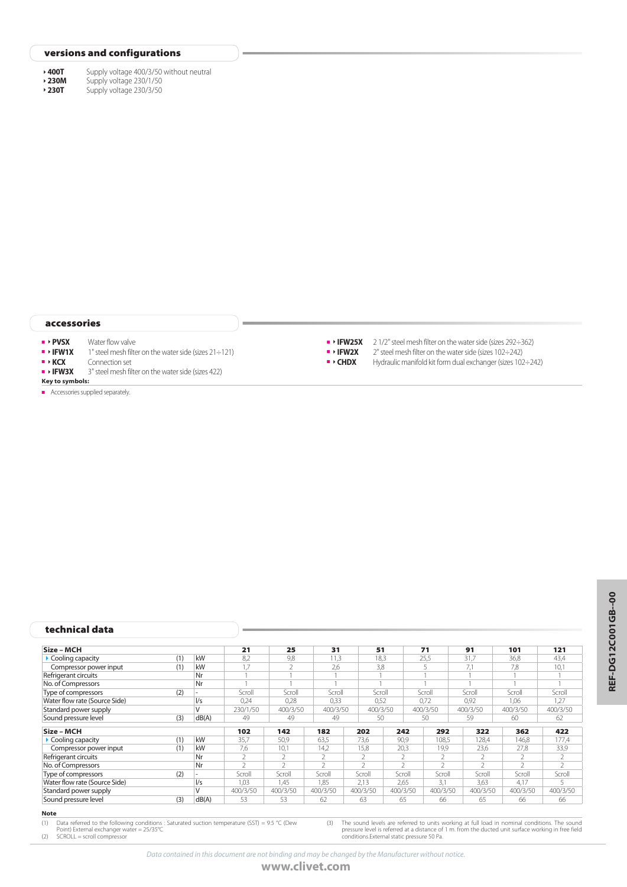## versions and configurations

- **400T** Supply voltage 400/3/50 without neutral
- **230M** Supply voltage 230/1/50
- **230T** Supply voltage 230/3/50

## accessories

- ■ **PVSX** Water flow valve
- ■ **IFW1X** 1" steel mesh filter on the water side (sizes 21÷121)
- ■ **KCX** Connection set
- ■ **IFW3X** 3" steel mesh filter on the water side (sizes 422)
- ■ **IFW25X** 2 1/2" steel mesh filter on the water side (sizes 292÷362)
- ■ **IFW2X** 2" steel mesh filter on the water side (sizes 102÷242)
- ■ **CHDX** Hydraulic manifold kit form dual exchanger (sizes 102÷242)

**Key to symbols:**

■ Accessories supplied separately.

## technical data

| Size – MCH | | | 21 | 25 | 31 | 51 | 71 | 91 | 101 | 121 |
|---|---|---|---|---|---|---|---|---|---|---|
| Cooling capacity | (1) | kW | 8,2 | 9,8 | 11,3 | 18,3 | 25,5 | 31,7 | 36,8 | 43,4 |
| Compressor power input | (1) | kW | 1,7 | 2 | 2,6 | 3,8 | 5 | 7,1 | 7,8 | 10,1 |
| Refrigerant circuits | | Nr | 1 | 1 | 1 | 1 | 1 | 1 | 1 | 1 |
| No. of Compressors | | Nr | 1 | 1 | 1 | 1 | 1 | 1 | 1 | 1 |
| Type of compressors | (2) | - | Scroll | Scroll | Scroll | Scroll | Scroll | Scroll | Scroll | Scroll |
| Water flow rate (Source Side) | | l/s | 0,24 | 0,28 | 0,33 | 0,52 | 0,72 | 0,92 | 1,06 | 1,27 |
| Standard power supply | | V | 230/1/50 | 400/3/50 | 400/3/50 | 400/3/50 | 400/3/50 | 400/3/50 | 400/3/50 | 400/3/50 |
| Sound pressure level | (3) | dB(A) | 49 | 49 | 49 | 50 | 50 | 59 | 60 | 62 |

| Size – MCH | | | 102 | 142 | 182 | 202 | 242 | 292 | 322 | 362 | 422 |
|---|---|---|---|---|---|---|---|---|---|---|---|
| Cooling capacity | (1) | kW | 35,7 | 50,9 | 63,5 | 73,6 | 90,9 | 108,5 | 128,4 | 146,8 | 177,4 |
| Compressor power input | (1) | kW | 7,6 | 10,1 | 14,2 | 15,8 | 20,3 | 19,9 | 23,6 | 27,8 | 33,9 |
| Refrigerant circuits | | Nr | 2 | 2 | 2 | 2 | 2 | 2 | 2 | 2 | 2 |
| No. of Compressors | | Nr | 2 | 2 | 2 | 2 | 2 | 2 | 2 | 2 | 2 |
| Type of compressors | (2) | - | Scroll | Scroll | Scroll | Scroll | Scroll | Scroll | Scroll | Scroll | Scroll |
| Water flow rate (Source Side) | | l/s | 1,03 | 1,45 | 1,85 | 2,13 | 2,65 | 3,1 | 3,63 | 4,17 | 5 |
| Standard power supply | | V | 400/3/50 | 400/3/50 | 400/3/50 | 400/3/50 | 400/3/50 | 400/3/50 | 400/3/50 | 400/3/50 | 400/3/50 |
| Sound pressure level | (3) | dB(A) | 53 | 53 | 62 | 63 | 65 | 66 | 65 | 66 | 66 |

**Note**

(1) Data referred to the following conditions : Saturated suction temperature (SST) = 9.5 °C (Dew Point) External exchanger water = 25/35°C
(2) SCROLL = scroll compressor
(3) The sound levels are referred to units working at full load in nominal conditions. The sound pressure level is referred at a distance of 1 m. from the ducted unit surface working in free field conditions.External static pressure 50 Pa.

*Data contained in this document are not binding and may be changed by the Manufacturer without notice.*

**www.clivet.com**

REF-DG12C001GB--00